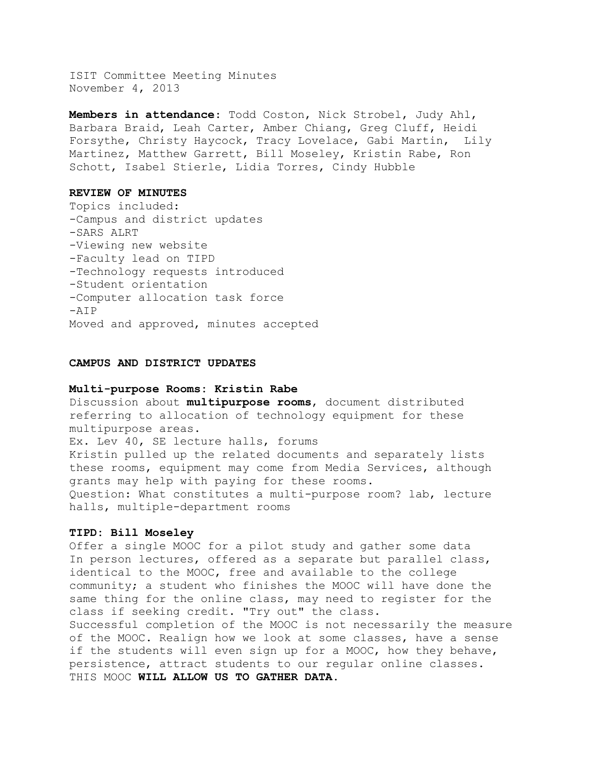ISIT Committee Meeting Minutes
November 4, 2013

**Members in attendance**: Todd Coston, Nick Strobel, Judy Ahl, Barbara Braid, Leah Carter, Amber Chiang, Greg Cluff, Heidi Forsythe, Christy Haycock, Tracy Lovelace, Gabi Martin, Lily Martinez, Matthew Garrett, Bill Moseley, Kristin Rabe, Ron Schott, Isabel Stierle, Lidia Torres, Cindy Hubble

**REVIEW OF MINUTES**

Topics included:
-Campus and district updates
-SARS ALRT
-Viewing new website
-Faculty lead on TIPD
-Technology requests introduced
-Student orientation
-Computer allocation task force
-AIP
Moved and approved, minutes accepted

**CAMPUS AND DISTRICT UPDATES**

**Multi-purpose Rooms: Kristin Rabe**

Discussion about **multipurpose rooms**, document distributed referring to allocation of technology equipment for these multipurpose areas.
Ex. Lev 40, SE lecture halls, forums
Kristin pulled up the related documents and separately lists these rooms, equipment may come from Media Services, although grants may help with paying for these rooms.
Question: What constitutes a multi-purpose room? lab, lecture halls, multiple-department rooms

**TIPD: Bill Moseley**

Offer a single MOOC for a pilot study and gather some data
In person lectures, offered as a separate but parallel class, identical to the MOOC, free and available to the college community; a student who finishes the MOOC will have done the same thing for the online class, may need to register for the class if seeking credit. "Try out" the class.
Successful completion of the MOOC is not necessarily the measure of the MOOC. Realign how we look at some classes, have a sense if the students will even sign up for a MOOC, how they behave, persistence, attract students to our regular online classes.
THIS MOOC **WILL ALLOW US TO GATHER DATA.**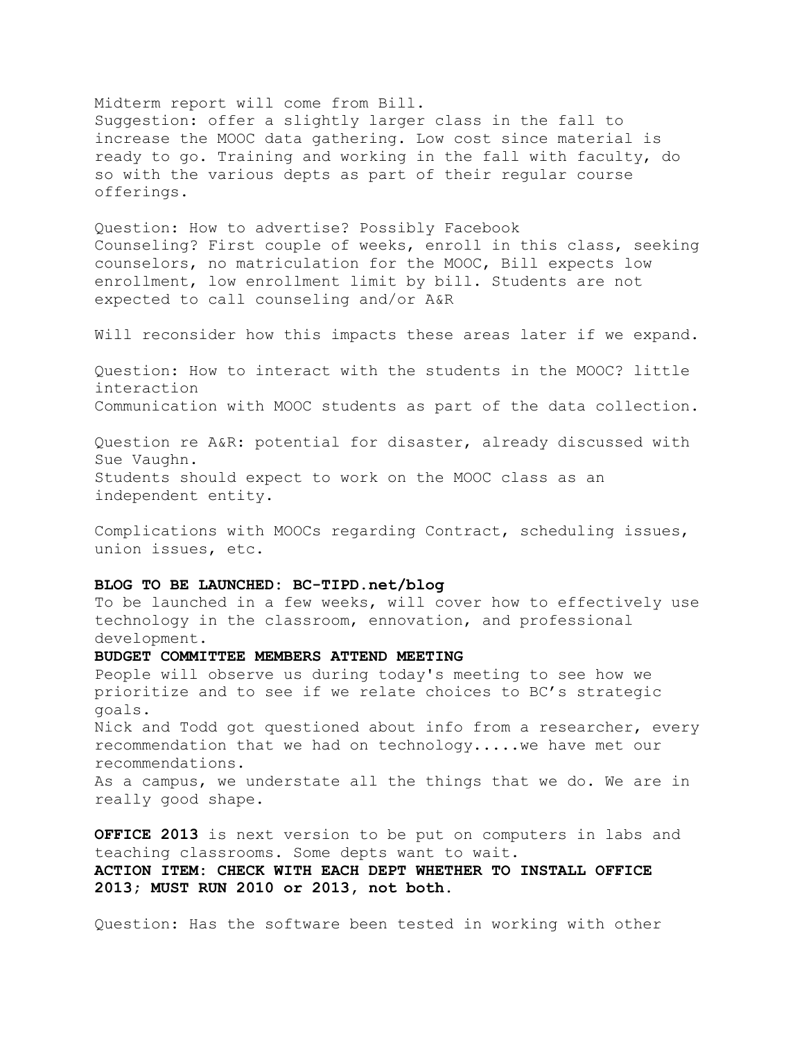Midterm report will come from Bill.
Suggestion: offer a slightly larger class in the fall to increase the MOOC data gathering. Low cost since material is ready to go. Training and working in the fall with faculty, do so with the various depts as part of their regular course offerings.

Question: How to advertise? Possibly Facebook
Counseling? First couple of weeks, enroll in this class, seeking counselors, no matriculation for the MOOC, Bill expects low enrollment, low enrollment limit by bill. Students are not expected to call counseling and/or A&R

Will reconsider how this impacts these areas later if we expand.

Question: How to interact with the students in the MOOC? little interaction
Communication with MOOC students as part of the data collection.

Question re A&R: potential for disaster, already discussed with Sue Vaughn.
Students should expect to work on the MOOC class as an independent entity.

Complications with MOOCs regarding Contract, scheduling issues, union issues, etc.

**BLOG TO BE LAUNCHED: BC-TIPD.net/blog**
To be launched in a few weeks, will cover how to effectively use technology in the classroom, ennovation, and professional development.

**BUDGET COMMITTEE MEMBERS ATTEND MEETING**
People will observe us during today's meeting to see how we prioritize and to see if we relate choices to BC's strategic goals.
Nick and Todd got questioned about info from a researcher, every recommendation that we had on technology.....we have met our recommendations.
As a campus, we understate all the things that we do. We are in really good shape.

**OFFICE 2013** is next version to be put on computers in labs and teaching classrooms. Some depts want to wait.
**ACTION ITEM: CHECK WITH EACH DEPT WHETHER TO INSTALL OFFICE 2013; MUST RUN 2010 or 2013, not both.**

Question: Has the software been tested in working with other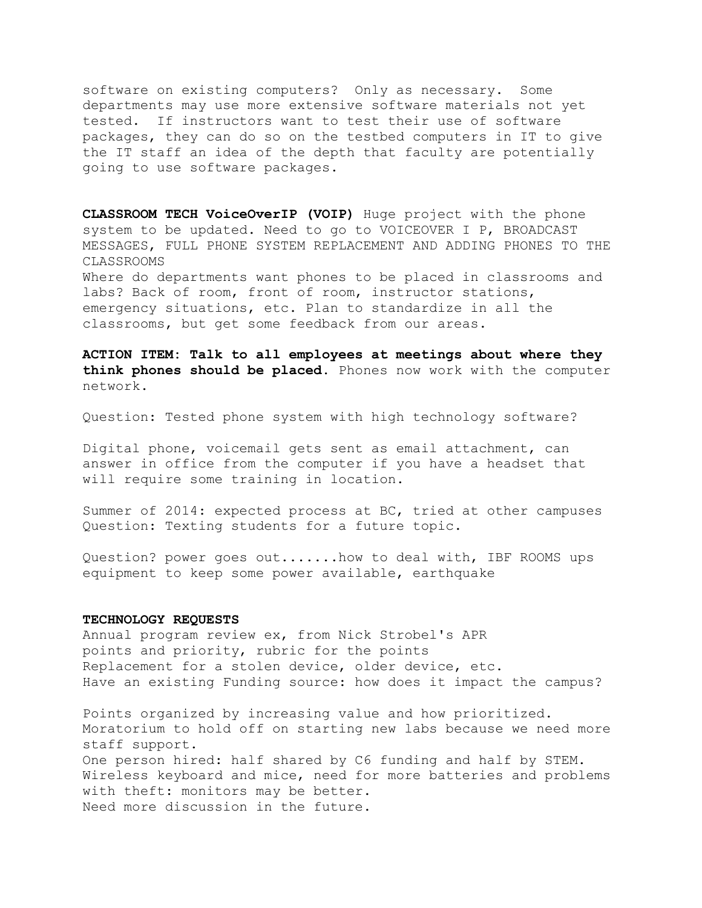software on existing computers? Only as necessary. Some departments may use more extensive software materials not yet tested. If instructors want to test their use of software packages, they can do so on the testbed computers in IT to give the IT staff an idea of the depth that faculty are potentially going to use software packages.

**CLASSROOM TECH VoiceOverIP (VOIP)** Huge project with the phone system to be updated. Need to go to VOICEOVER I P, BROADCAST MESSAGES, FULL PHONE SYSTEM REPLACEMENT AND ADDING PHONES TO THE CLASSROOMS
Where do departments want phones to be placed in classrooms and labs? Back of room, front of room, instructor stations, emergency situations, etc. Plan to standardize in all the classrooms, but get some feedback from our areas.

**ACTION ITEM: Talk to all employees at meetings about where they think phones should be placed.** Phones now work with the computer network.

Question: Tested phone system with high technology software?

Digital phone, voicemail gets sent as email attachment, can answer in office from the computer if you have a headset that will require some training in location.

Summer of 2014: expected process at BC, tried at other campuses
Question: Texting students for a future topic.

Question? power goes out.......how to deal with, IBF ROOMS ups equipment to keep some power available, earthquake

**TECHNOLOGY REQUESTS**
Annual program review ex, from Nick Strobel's APR
points and priority, rubric for the points
Replacement for a stolen device, older device, etc.
Have an existing Funding source: how does it impact the campus?

Points organized by increasing value and how prioritized.
Moratorium to hold off on starting new labs because we need more staff support.
One person hired: half shared by C6 funding and half by STEM.
Wireless keyboard and mice, need for more batteries and problems with theft: monitors may be better.
Need more discussion in the future.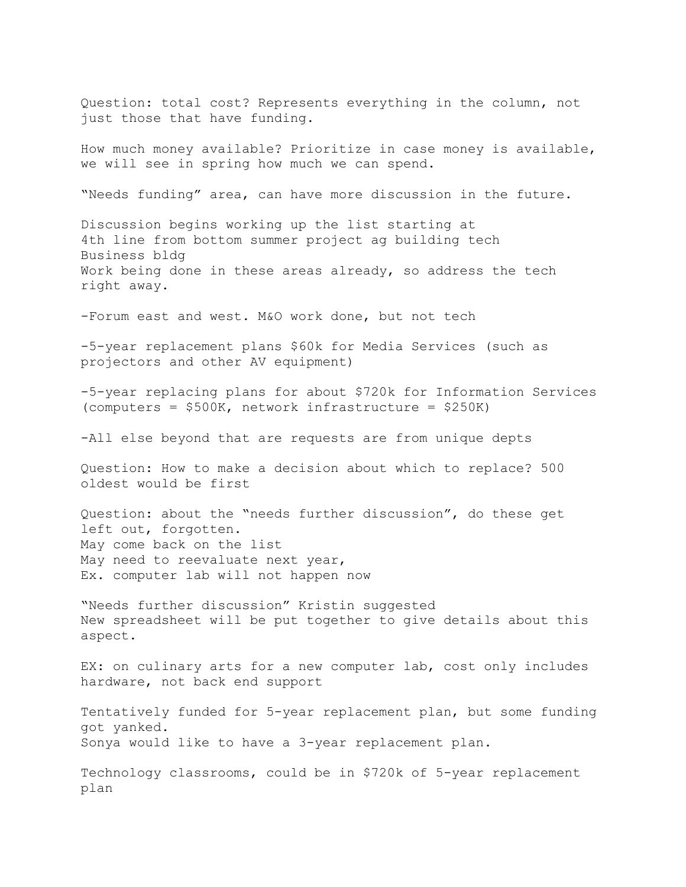Question: total cost? Represents everything in the column, not just those that have funding.

How much money available? Prioritize in case money is available, we will see in spring how much we can spend.

"Needs funding" area, can have more discussion in the future.

Discussion begins working up the list starting at
4th line from bottom summer project ag building tech
Business bldg
Work being done in these areas already, so address the tech right away.

-Forum east and west. M&O work done, but not tech

-5-year replacement plans $60k for Media Services (such as projectors and other AV equipment)

-5-year replacing plans for about $720k for Information Services (computers = $500K, network infrastructure = $250K)

-All else beyond that are requests are from unique depts

Question: How to make a decision about which to replace? 500 oldest would be first

Question: about the "needs further discussion", do these get left out, forgotten.
May come back on the list
May need to reevaluate next year,
Ex. computer lab will not happen now

"Needs further discussion" Kristin suggested
New spreadsheet will be put together to give details about this aspect.

EX: on culinary arts for a new computer lab, cost only includes hardware, not back end support

Tentatively funded for 5-year replacement plan, but some funding got yanked.
Sonya would like to have a 3-year replacement plan.

Technology classrooms, could be in $720k of 5-year replacement plan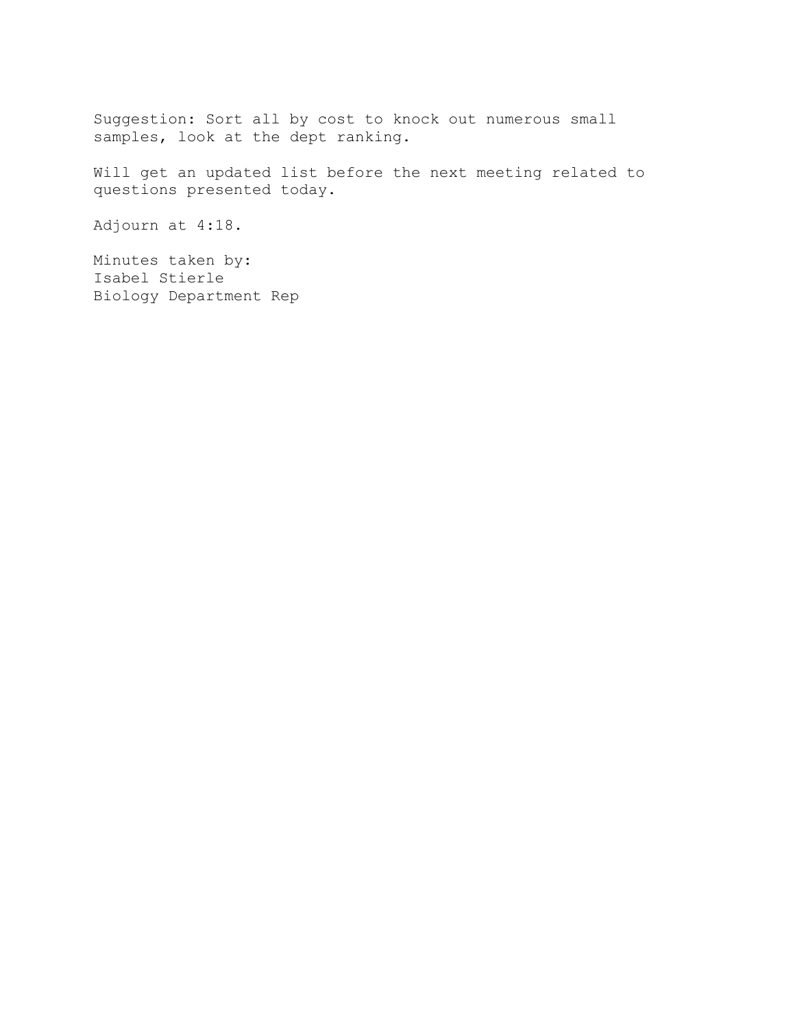Suggestion: Sort all by cost to knock out numerous small samples, look at the dept ranking.

Will get an updated list before the next meeting related to questions presented today.

Adjourn at 4:18.

Minutes taken by:
Isabel Stierle
Biology Department Rep